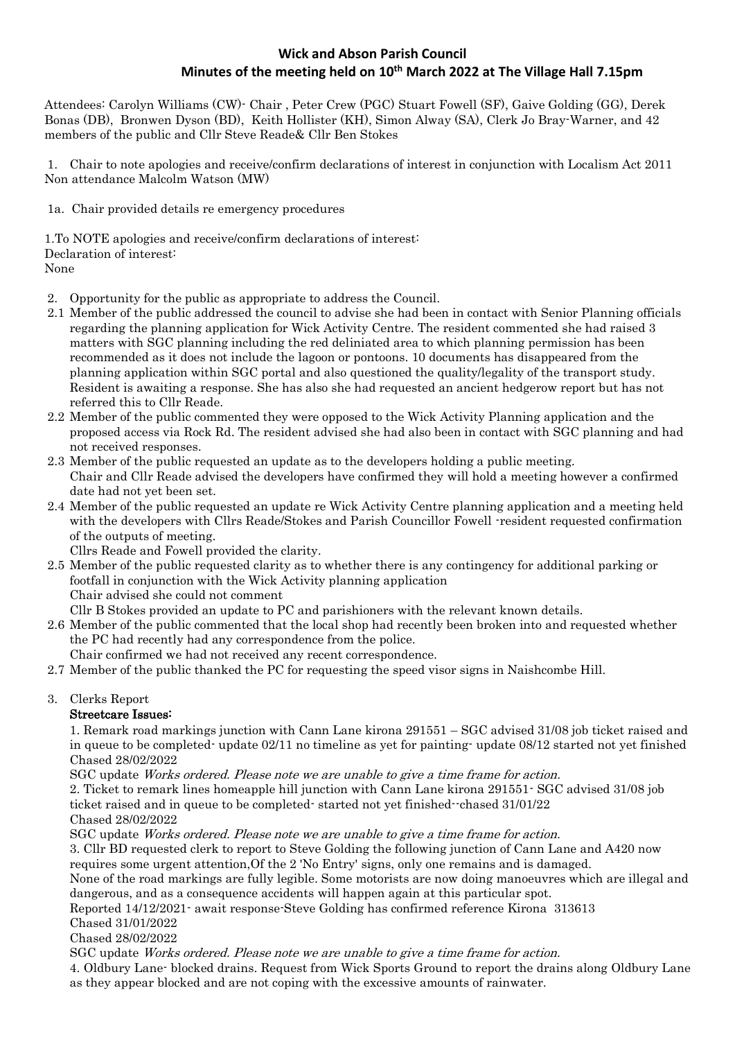# Wick and Abson Parish Council

## Minutes of the meeting held on 10th March 2022 at The Village Hall 7.15pm

Attendees: Carolyn Williams (CW)- Chair , Peter Crew (PGC) Stuart Fowell (SF), Gaive Golding (GG), Derek Bonas (DB), Bronwen Dyson (BD), Keith Hollister (KH), Simon Alway (SA), Clerk Jo Bray-Warner, and 42 members of the public and Cllr Steve Reade& Cllr Ben Stokes

1. Chair to note apologies and receive/confirm declarations of interest in conjunction with Localism Act 2011 Non attendance Malcolm Watson (MW)

1a. Chair provided details re emergency procedures

1.To NOTE apologies and receive/confirm declarations of interest:
Declaration of interest:
None

2. Opportunity for the public as appropriate to address the Council.

2.1 Member of the public addressed the council to advise she had been in contact with Senior Planning officials regarding the planning application for Wick Activity Centre. The resident commented she had raised 3 matters with SGC planning including the red deliniated area to which planning permission has been recommended as it does not include the lagoon or pontoons. 10 documents has disappeared from the planning application within SGC portal and also questioned the quality/legality of the transport study. Resident is awaiting a response. She has also she had requested an ancient hedgerow report but has not referred this to Cllr Reade.

2.2 Member of the public commented they were opposed to the Wick Activity Planning application and the proposed access via Rock Rd. The resident advised she had also been in contact with SGC planning and had not received responses.

2.3 Member of the public requested an update as to the developers holding a public meeting.
Chair and Cllr Reade advised the developers have confirmed they will hold a meeting however a confirmed date had not yet been set.

2.4 Member of the public requested an update re Wick Activity Centre planning application and a meeting held with the developers with Cllrs Reade/Stokes and Parish Councillor Fowell -resident requested confirmation of the outputs of meeting.
Cllrs Reade and Fowell provided the clarity.

2.5 Member of the public requested clarity as to whether there is any contingency for additional parking or footfall in conjunction with the Wick Activity planning application
Chair advised she could not comment
Cllr B Stokes provided an update to PC and parishioners with the relevant known details.

2.6 Member of the public commented that the local shop had recently been broken into and requested whether the PC had recently had any correspondence from the police.
Chair confirmed we had not received any recent correspondence.

2.7 Member of the public thanked the PC for requesting the speed visor signs in Naishcombe Hill.

3. Clerks Report

**Streetcare Issues:**

1. Remark road markings junction with Cann Lane kirona 291551 – SGC advised 31/08 job ticket raised and in queue to be completed- update 02/11 no timeline as yet for painting- update 08/12 started not yet finished Chased 28/02/2022
SGC update *Works ordered. Please note we are unable to give a time frame for action.*

2. Ticket to remark lines homeapple hill junction with Cann Lane kirona 291551- SGC advised 31/08 job ticket raised and in queue to be completed- started not yet finished--chased 31/01/22
Chased 28/02/2022
SGC update *Works ordered. Please note we are unable to give a time frame for action.*

3. Cllr BD requested clerk to report to Steve Golding the following junction of Cann Lane and A420 now requires some urgent attention,Of the 2 'No Entry' signs, only one remains and is damaged.
None of the road markings are fully legible. Some motorists are now doing manoeuvres which are illegal and dangerous, and as a consequence accidents will happen again at this particular spot.
Reported 14/12/2021- await response-Steve Golding has confirmed reference Kirona 313613
Chased 31/01/2022
Chased 28/02/2022
SGC update *Works ordered. Please note we are unable to give a time frame for action.*

4. Oldbury Lane- blocked drains. Request from Wick Sports Ground to report the drains along Oldbury Lane as they appear blocked and are not coping with the excessive amounts of rainwater.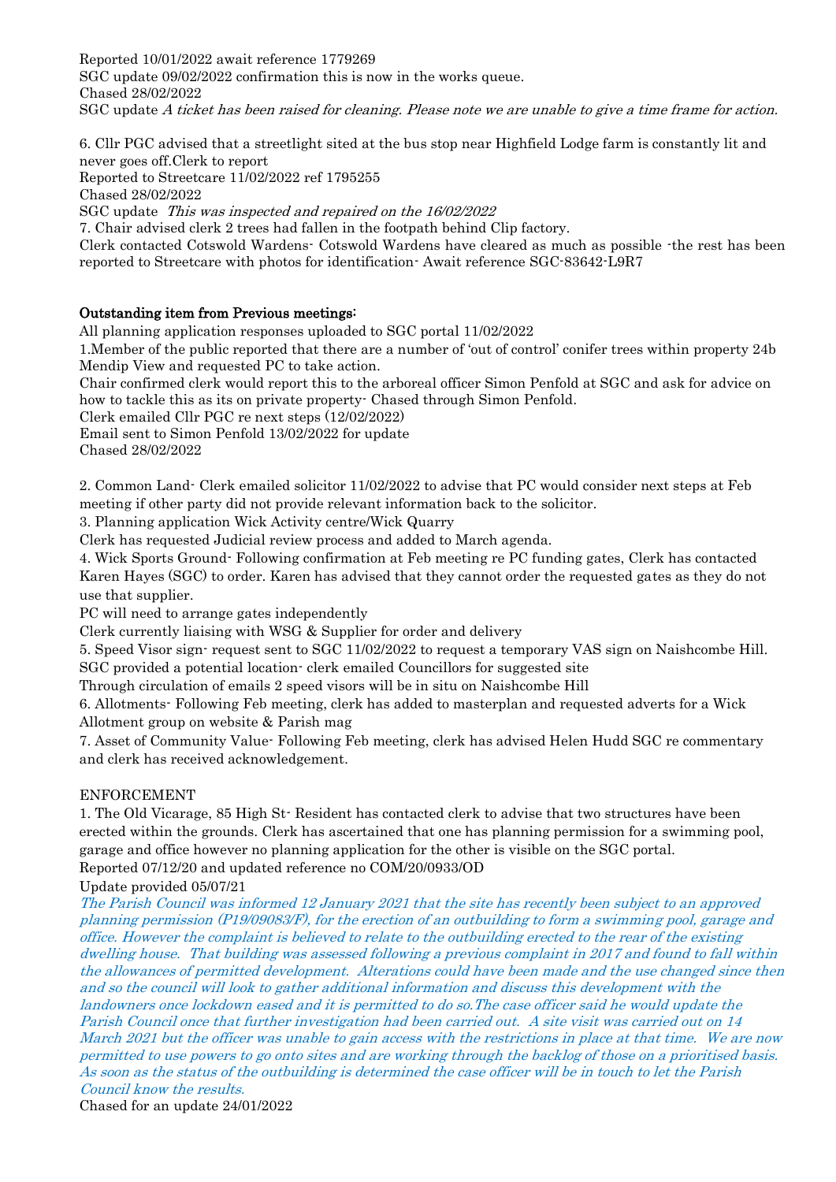Reported 10/01/2022 await reference 1779269
SGC update 09/02/2022 confirmation this is now in the works queue.
Chased 28/02/2022
SGC update *A ticket has been raised for cleaning. Please note we are unable to give a time frame for action.*

6. Cllr PGC advised that a streetlight sited at the bus stop near Highfield Lodge farm is constantly lit and never goes off.Clerk to report
Reported to Streetcare 11/02/2022 ref 1795255
Chased 28/02/2022
SGC update *This was inspected and repaired on the 16/02/2022*
7. Chair advised clerk 2 trees had fallen in the footpath behind Clip factory.
Clerk contacted Cotswold Wardens- Cotswold Wardens have cleared as much as possible -the rest has been reported to Streetcare with photos for identification- Await reference SGC-83642-L9R7

**Outstanding item from Previous meetings:**

All planning application responses uploaded to SGC portal 11/02/2022
1.Member of the public reported that there are a number of 'out of control' conifer trees within property 24b Mendip View and requested PC to take action.
Chair confirmed clerk would report this to the arboreal officer Simon Penfold at SGC and ask for advice on how to tackle this as its on private property- Chased through Simon Penfold.
Clerk emailed Cllr PGC re next steps (12/02/2022)
Email sent to Simon Penfold 13/02/2022 for update
Chased 28/02/2022

2. Common Land- Clerk emailed solicitor 11/02/2022 to advise that PC would consider next steps at Feb meeting if other party did not provide relevant information back to the solicitor.
3. Planning application Wick Activity centre/Wick Quarry
Clerk has requested Judicial review process and added to March agenda.
4. Wick Sports Ground- Following confirmation at Feb meeting re PC funding gates, Clerk has contacted Karen Hayes (SGC) to order. Karen has advised that they cannot order the requested gates as they do not use that supplier.
PC will need to arrange gates independently
Clerk currently liaising with WSG & Supplier for order and delivery
5. Speed Visor sign- request sent to SGC 11/02/2022 to request a temporary VAS sign on Naishcombe Hill.
SGC provided a potential location- clerk emailed Councillors for suggested site
Through circulation of emails 2 speed visors will be in situ on Naishcombe Hill
6. Allotments- Following Feb meeting, clerk has added to masterplan and requested adverts for a Wick Allotment group on website & Parish mag
7. Asset of Community Value- Following Feb meeting, clerk has advised Helen Hudd SGC re commentary and clerk has received acknowledgement.

ENFORCEMENT

1. The Old Vicarage, 85 High St- Resident has contacted clerk to advise that two structures have been erected within the grounds. Clerk has ascertained that one has planning permission for a swimming pool, garage and office however no planning application for the other is visible on the SGC portal.
Reported 07/12/20 and updated reference no COM/20/0933/OD
Update provided 05/07/21
*The Parish Council was informed 12 January 2021 that the site has recently been subject to an approved planning permission (P19/09083/F), for the erection of an outbuilding to form a swimming pool, garage and office. However the complaint is believed to relate to the outbuilding erected to the rear of the existing dwelling house. That building was assessed following a previous complaint in 2017 and found to fall within the allowances of permitted development. Alterations could have been made and the use changed since then and so the council will look to gather additional information and discuss this development with the landowners once lockdown eased and it is permitted to do so.The case officer said he would update the Parish Council once that further investigation had been carried out. A site visit was carried out on 14 March 2021 but the officer was unable to gain access with the restrictions in place at that time. We are now permitted to use powers to go onto sites and are working through the backlog of those on a prioritised basis. As soon as the status of the outbuilding is determined the case officer will be in touch to let the Parish Council know the results.*
Chased for an update 24/01/2022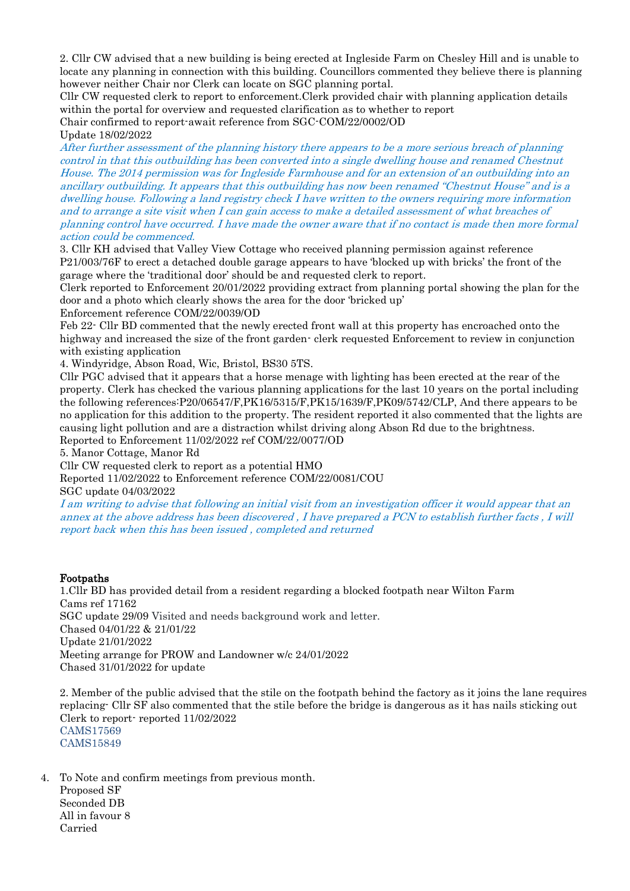2. Cllr CW advised that a new building is being erected at Ingleside Farm on Chesley Hill and is unable to locate any planning in connection with this building. Councillors commented they believe there is planning however neither Chair nor Clerk can locate on SGC planning portal.
Cllr CW requested clerk to report to enforcement.Clerk provided chair with planning application details within the portal for overview and requested clarification as to whether to report
Chair confirmed to report-await reference from SGC-COM/22/0002/OD
Update 18/02/2022
*After further assessment of the planning history there appears to be a more serious breach of planning control in that this outbuilding has been converted into a single dwelling house and renamed Chestnut House. The 2014 permission was for Ingleside Farmhouse and for an extension of an outbuilding into an ancillary outbuilding. It appears that this outbuilding has now been renamed "Chestnut House" and is a dwelling house. Following a land registry check I have written to the owners requiring more information and to arrange a site visit when I can gain access to make a detailed assessment of what breaches of planning control have occurred. I have made the owner aware that if no contact is made then more formal action could be commenced.*
3. Cllr KH advised that Valley View Cottage who received planning permission against reference P21/003/76F to erect a detached double garage appears to have 'blocked up with bricks' the front of the garage where the 'traditional door' should be and requested clerk to report.
Clerk reported to Enforcement 20/01/2022 providing extract from planning portal showing the plan for the door and a photo which clearly shows the area for the door 'bricked up'
Enforcement reference COM/22/0039/OD
Feb 22- Cllr BD commented that the newly erected front wall at this property has encroached onto the highway and increased the size of the front garden- clerk requested Enforcement to review in conjunction with existing application
4. Windyridge, Abson Road, Wic, Bristol, BS30 5TS.
Cllr PGC advised that it appears that a horse menage with lighting has been erected at the rear of the property. Clerk has checked the various planning applications for the last 10 years on the portal including the following references:P20/06547/F,PK16/5315/F,PK15/1639/F,PK09/5742/CLP, And there appears to be no application for this addition to the property. The resident reported it also commented that the lights are causing light pollution and are a distraction whilst driving along Abson Rd due to the brightness.
Reported to Enforcement 11/02/2022 ref COM/22/0077/OD
5. Manor Cottage, Manor Rd
Cllr CW requested clerk to report as a potential HMO
Reported 11/02/2022 to Enforcement reference COM/22/0081/COU
SGC update 04/03/2022
*I am writing to advise that following an initial visit from an investigation officer it would appear that an annex at the above address has been discovered , I have prepared a PCN to establish further facts , I will report back when this has been issued , completed and returned*

**Footpaths**
1.Cllr BD has provided detail from a resident regarding a blocked footpath near Wilton Farm
Cams ref 17162
SGC update 29/09 Visited and needs background work and letter.
Chased 04/01/22 & 21/01/22
Update 21/01/2022
Meeting arrange for PROW and Landowner w/c 24/01/2022
Chased 31/01/2022 for update

2. Member of the public advised that the stile on the footpath behind the factory as it joins the lane requires replacing- Cllr SF also commented that the stile before the bridge is dangerous as it has nails sticking out
Clerk to report- reported 11/02/2022
CAMS17569
CAMS15849

4. To Note and confirm meetings from previous month.
Proposed SF
Seconded DB
All in favour 8
Carried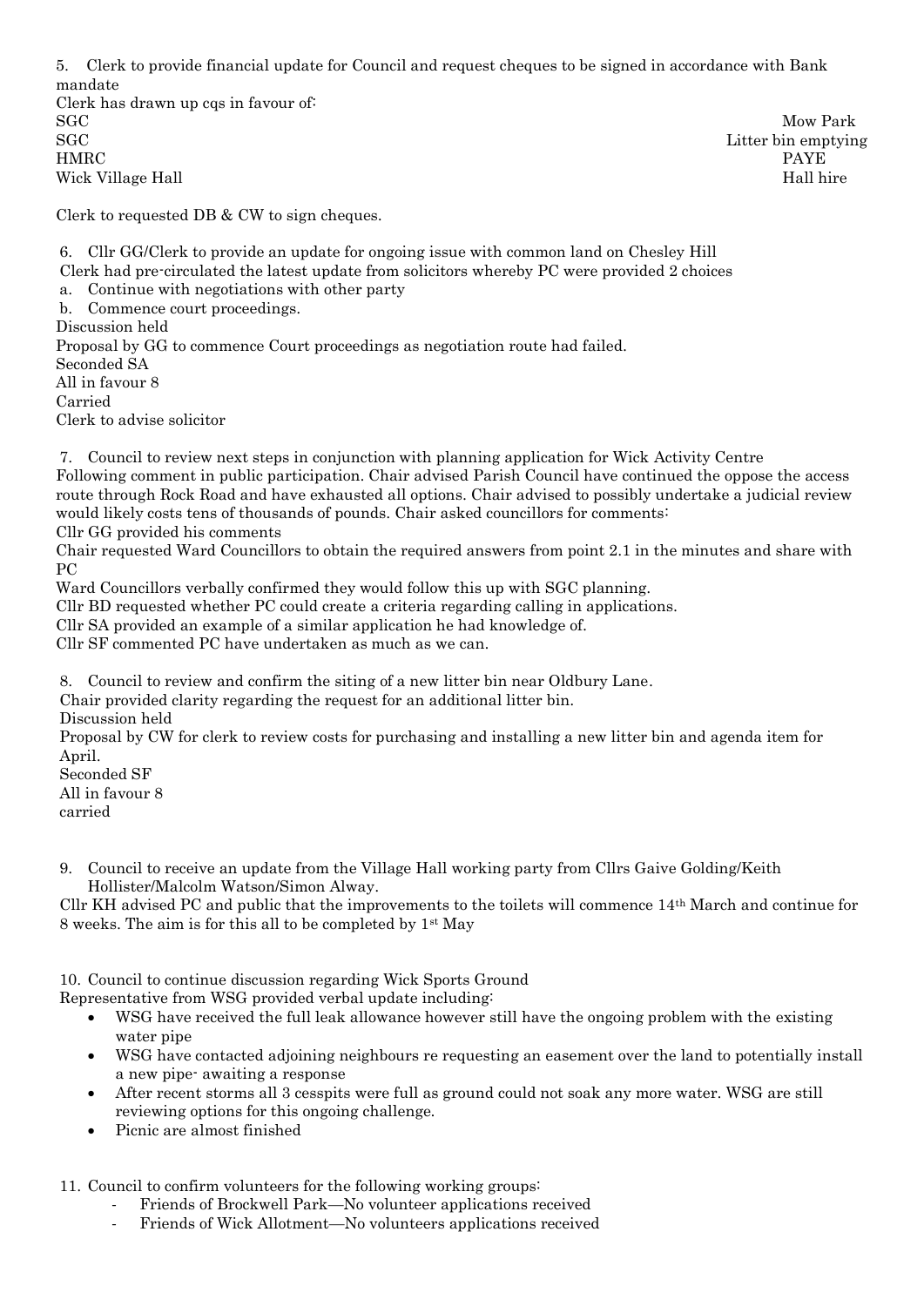5. Clerk to provide financial update for Council and request cheques to be signed in accordance with Bank mandate

Clerk has drawn up cqs in favour of:

| | |
|---|---|
| SGC | Mow Park |
| SGC | Litter bin emptying |
| HMRC | PAYE |
| Wick Village Hall | Hall hire |

Clerk to requested DB & CW to sign cheques.

6. Cllr GG/Clerk to provide an update for ongoing issue with common land on Chesley Hill

Clerk had pre-circulated the latest update from solicitors whereby PC were provided 2 choices

a. Continue with negotiations with other party
b. Commence court proceedings.

Discussion held
Proposal by GG to commence Court proceedings as negotiation route had failed.
Seconded SA
All in favour 8
Carried
Clerk to advise solicitor

7. Council to review next steps in conjunction with planning application for Wick Activity Centre

Following comment in public participation. Chair advised Parish Council have continued the oppose the access route through Rock Road and have exhausted all options. Chair advised to possibly undertake a judicial review would likely costs tens of thousands of pounds. Chair asked councillors for comments:
Cllr GG provided his comments
Chair requested Ward Councillors to obtain the required answers from point 2.1 in the minutes and share with PC
Ward Councillors verbally confirmed they would follow this up with SGC planning.
Cllr BD requested whether PC could create a criteria regarding calling in applications.
Cllr SA provided an example of a similar application he had knowledge of.
Cllr SF commented PC have undertaken as much as we can.

8. Council to review and confirm the siting of a new litter bin near Oldbury Lane.

Chair provided clarity regarding the request for an additional litter bin.
Discussion held
Proposal by CW for clerk to review costs for purchasing and installing a new litter bin and agenda item for April.
Seconded SF
All in favour 8
carried

9. Council to receive an update from the Village Hall working party from Cllrs Gaive Golding/Keith Hollister/Malcolm Watson/Simon Alway.

Cllr KH advised PC and public that the improvements to the toilets will commence 14th March and continue for 8 weeks. The aim is for this all to be completed by 1st May

10. Council to continue discussion regarding Wick Sports Ground

Representative from WSG provided verbal update including:

- WSG have received the full leak allowance however still have the ongoing problem with the existing water pipe
- WSG have contacted adjoining neighbours re requesting an easement over the land to potentially install a new pipe- awaiting a response
- After recent storms all 3 cesspits were full as ground could not soak any more water. WSG are still reviewing options for this ongoing challenge.
- Picnic are almost finished

11. Council to confirm volunteers for the following working groups:

- Friends of Brockwell Park—No volunteer applications received
- Friends of Wick Allotment—No volunteers applications received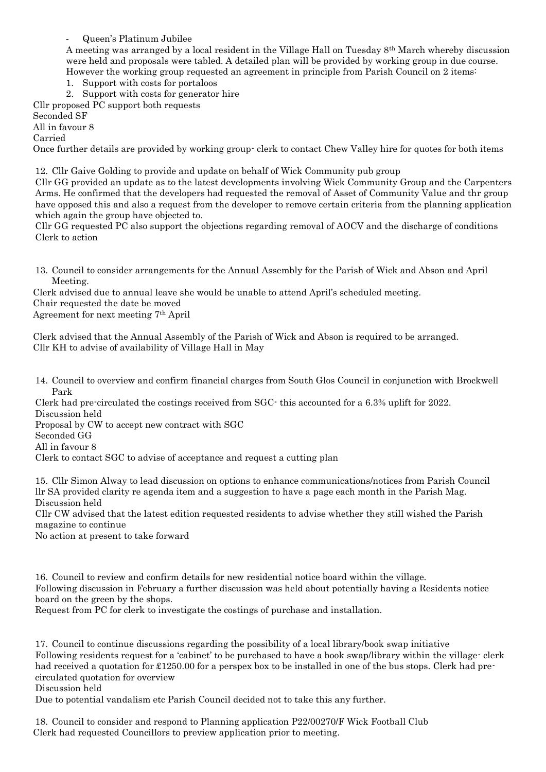- Queen's Platinum Jubilee

A meeting was arranged by a local resident in the Village Hall on Tuesday 8th March whereby discussion were held and proposals were tabled. A detailed plan will be provided by working group in due course. However the working group requested an agreement in principle from Parish Council on 2 items:

1. Support with costs for portaloos
2. Support with costs for generator hire

Cllr proposed PC support both requests
Seconded SF
All in favour 8
Carried
Once further details are provided by working group- clerk to contact Chew Valley hire for quotes for both items

12. Cllr Gaive Golding to provide and update on behalf of Wick Community pub group

Cllr GG provided an update as to the latest developments involving Wick Community Group and the Carpenters Arms. He confirmed that the developers had requested the removal of Asset of Community Value and thr group have opposed this and also a request from the developer to remove certain criteria from the planning application which again the group have objected to.
Cllr GG requested PC also support the objections regarding removal of AOCV and the discharge of conditions
Clerk to action

13. Council to consider arrangements for the Annual Assembly for the Parish of Wick and Abson and April Meeting.

Clerk advised due to annual leave she would be unable to attend April's scheduled meeting.
Chair requested the date be moved
Agreement for next meeting 7th April

Clerk advised that the Annual Assembly of the Parish of Wick and Abson is required to be arranged.
Cllr KH to advise of availability of Village Hall in May

14. Council to overview and confirm financial charges from South Glos Council in conjunction with Brockwell Park

Clerk had pre-circulated the costings received from SGC- this accounted for a 6.3% uplift for 2022.
Discussion held
Proposal by CW to accept new contract with SGC
Seconded GG
All in favour 8
Clerk to contact SGC to advise of acceptance and request a cutting plan

15. Cllr Simon Alway to lead discussion on options to enhance communications/notices from Parish Council

llr SA provided clarity re agenda item and a suggestion to have a page each month in the Parish Mag.
Discussion held
Cllr CW advised that the latest edition requested residents to advise whether they still wished the Parish magazine to continue
No action at present to take forward

16. Council to review and confirm details for new residential notice board within the village.

Following discussion in February a further discussion was held about potentially having a Residents notice board on the green by the shops.
Request from PC for clerk to investigate the costings of purchase and installation.

17. Council to continue discussions regarding the possibility of a local library/book swap initiative

Following residents request for a 'cabinet' to be purchased to have a book swap/library within the village- clerk had received a quotation for £1250.00 for a perspex box to be installed in one of the bus stops. Clerk had pre-circulated quotation for overview
Discussion held
Due to potential vandalism etc Parish Council decided not to take this any further.

18. Council to consider and respond to Planning application P22/00270/F Wick Football Club

Clerk had requested Councillors to preview application prior to meeting.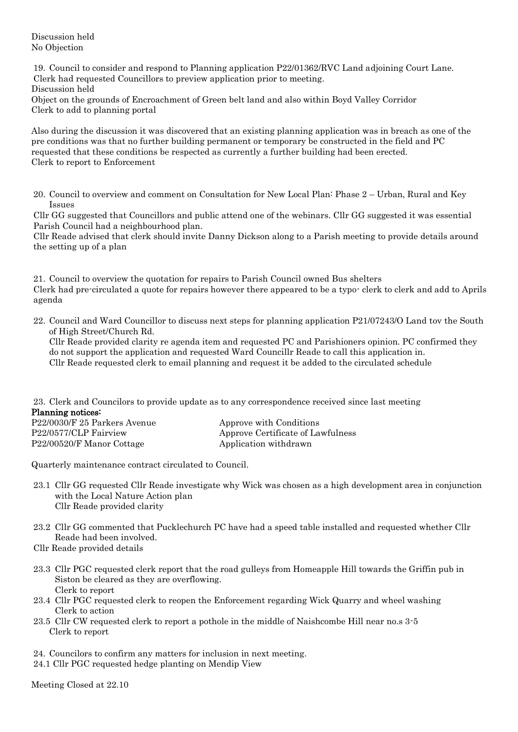Discussion held
No Objection

19. Council to consider and respond to Planning application P22/01362/RVC Land adjoining Court Lane.
Clerk had requested Councillors to preview application prior to meeting.
Discussion held
Object on the grounds of Encroachment of Green belt land and also within Boyd Valley Corridor
Clerk to add to planning portal

Also during the discussion it was discovered that an existing planning application was in breach as one of the pre conditions was that no further building permanent or temporary be constructed in the field and PC requested that these conditions be respected as currently a further building had been erected.
Clerk to report to Enforcement

20. Council to overview and comment on Consultation for New Local Plan: Phase 2 – Urban, Rural and Key Issues
Cllr GG suggested that Councillors and public attend one of the webinars. Cllr GG suggested it was essential Parish Council had a neighbourhood plan.
Cllr Reade advised that clerk should invite Danny Dickson along to a Parish meeting to provide details around the setting up of a plan

21. Council to overview the quotation for repairs to Parish Council owned Bus shelters
Clerk had pre-circulated a quote for repairs however there appeared to be a typo- clerk to clerk and add to Aprils agenda

22. Council and Ward Councillor to discuss next steps for planning application P21/07243/O Land tov the South of High Street/Church Rd.
Cllr Reade provided clarity re agenda item and requested PC and Parishioners opinion. PC confirmed they do not support the application and requested Ward Councillr Reade to call this application in.
Cllr Reade requested clerk to email planning and request it be added to the circulated schedule

23. Clerk and Councilors to provide update as to any correspondence received since last meeting

**Planning notices:**

| | |
|---|---|
| P22/0030/F 25 Parkers Avenue | Approve with Conditions |
| P22/0577/CLP Fairview | Approve Certificate of Lawfulness |
| P22/00520/F Manor Cottage | Application withdrawn |

Quarterly maintenance contract circulated to Council.

23.1 Cllr GG requested Cllr Reade investigate why Wick was chosen as a high development area in conjunction with the Local Nature Action plan
Cllr Reade provided clarity

23.2 Cllr GG commented that Pucklechurch PC have had a speed table installed and requested whether Cllr Reade had been involved.
Cllr Reade provided details

23.3 Cllr PGC requested clerk report that the road gulleys from Homeapple Hill towards the Griffin pub in Siston be cleared as they are overflowing.
Clerk to report

23.4 Cllr PGC requested clerk to reopen the Enforcement regarding Wick Quarry and wheel washing
Clerk to action

23.5 Cllr CW requested clerk to report a pothole in the middle of Naishcombe Hill near no.s 3-5
Clerk to report

24. Councilors to confirm any matters for inclusion in next meeting.

24.1 Cllr PGC requested hedge planting on Mendip View

Meeting Closed at 22.10